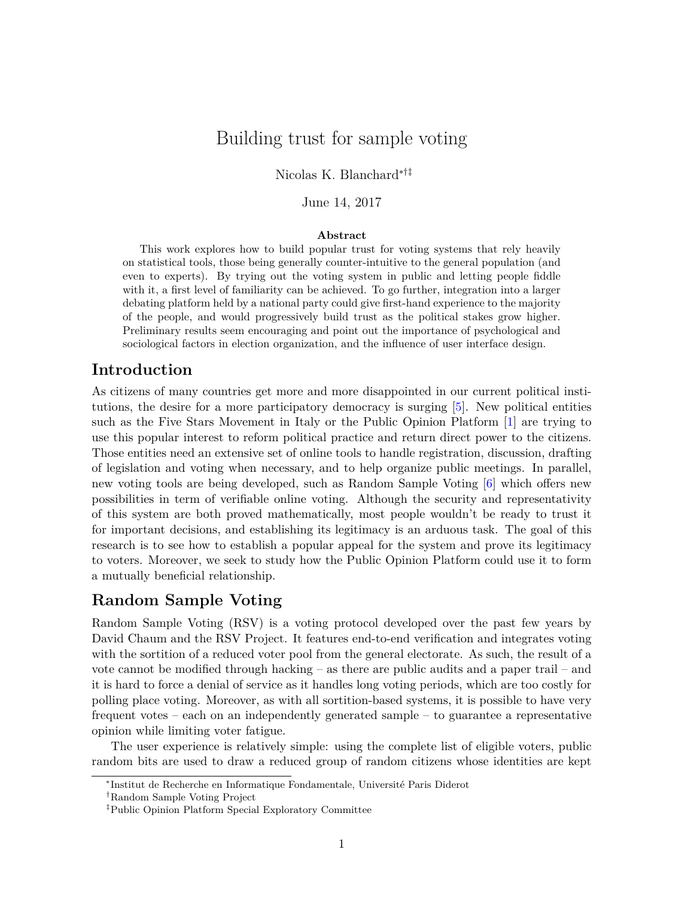# Building trust for sample voting

Nicolas K. Blanchard[*†‡]

June 14, 2017

**Abstract**

This work explores how to build popular trust for voting systems that rely heavily on statistical tools, those being generally counter-intuitive to the general population (and even to experts). By trying out the voting system in public and letting people fiddle with it, a first level of familiarity can be achieved. To go further, integration into a larger debating platform held by a national party could give first-hand experience to the majority of the people, and would progressively build trust as the political stakes grow higher. Preliminary results seem encouraging and point out the importance of psychological and sociological factors in election organization, and the influence of user interface design.

## Introduction

As citizens of many countries get more and more disappointed in our current political institutions, the desire for a more participatory democracy is surging [5]. New political entities such as the Five Stars Movement in Italy or the Public Opinion Platform [1] are trying to use this popular interest to reform political practice and return direct power to the citizens. Those entities need an extensive set of online tools to handle registration, discussion, drafting of legislation and voting when necessary, and to help organize public meetings. In parallel, new voting tools are being developed, such as Random Sample Voting [6] which offers new possibilities in term of verifiable online voting. Although the security and representativity of this system are both proved mathematically, most people wouldn't be ready to trust it for important decisions, and establishing its legitimacy is an arduous task. The goal of this research is to see how to establish a popular appeal for the system and prove its legitimacy to voters. Moreover, we seek to study how the Public Opinion Platform could use it to form a mutually beneficial relationship.

## Random Sample Voting

Random Sample Voting (RSV) is a voting protocol developed over the past few years by David Chaum and the RSV Project. It features end-to-end verification and integrates voting with the sortition of a reduced voter pool from the general electorate. As such, the result of a vote cannot be modified through hacking – as there are public audits and a paper trail – and it is hard to force a denial of service as it handles long voting periods, which are too costly for polling place voting. Moreover, as with all sortition-based systems, it is possible to have very frequent votes – each on an independently generated sample – to guarantee a representative opinion while limiting voter fatigue.

The user experience is relatively simple: using the complete list of eligible voters, public random bits are used to draw a reduced group of random citizens whose identities are kept

---

[*] Institut de Recherche en Informatique Fondamentale, Université Paris Diderot

[†] Random Sample Voting Project

[‡] Public Opinion Platform Special Exploratory Committee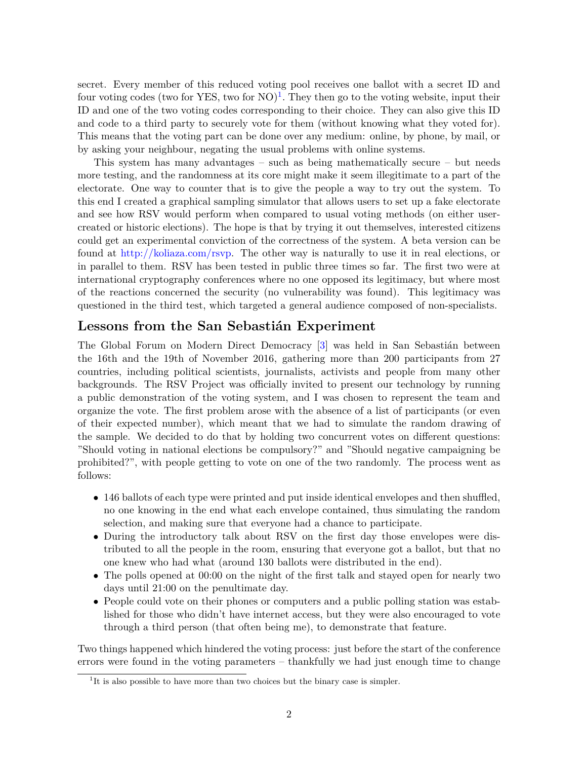secret. Every member of this reduced voting pool receives one ballot with a secret ID and four voting codes (two for YES, two for NO)[1]. They then go to the voting website, input their ID and one of the two voting codes corresponding to their choice. They can also give this ID and code to a third party to securely vote for them (without knowing what they voted for). This means that the voting part can be done over any medium: online, by phone, by mail, or by asking your neighbour, negating the usual problems with online systems.

This system has many advantages – such as being mathematically secure – but needs more testing, and the randomness at its core might make it seem illegitimate to a part of the electorate. One way to counter that is to give the people a way to try out the system. To this end I created a graphical sampling simulator that allows users to set up a fake electorate and see how RSV would perform when compared to usual voting methods (on either user-created or historic elections). The hope is that by trying it out themselves, interested citizens could get an experimental conviction of the correctness of the system. A beta version can be found at http://koliaza.com/rsvp. The other way is naturally to use it in real elections, or in parallel to them. RSV has been tested in public three times so far. The first two were at international cryptography conferences where no one opposed its legitimacy, but where most of the reactions concerned the security (no vulnerability was found). This legitimacy was questioned in the third test, which targeted a general audience composed of non-specialists.

## Lessons from the San Sebastián Experiment

The Global Forum on Modern Direct Democracy [3] was held in San Sebastián between the 16th and the 19th of November 2016, gathering more than 200 participants from 27 countries, including political scientists, journalists, activists and people from many other backgrounds. The RSV Project was officially invited to present our technology by running a public demonstration of the voting system, and I was chosen to represent the team and organize the vote. The first problem arose with the absence of a list of participants (or even of their expected number), which meant that we had to simulate the random drawing of the sample. We decided to do that by holding two concurrent votes on different questions: "Should voting in national elections be compulsory?" and "Should negative campaigning be prohibited?", with people getting to vote on one of the two randomly. The process went as follows:

- 146 ballots of each type were printed and put inside identical envelopes and then shuffled, no one knowing in the end what each envelope contained, thus simulating the random selection, and making sure that everyone had a chance to participate.
- During the introductory talk about RSV on the first day those envelopes were distributed to all the people in the room, ensuring that everyone got a ballot, but that no one knew who had what (around 130 ballots were distributed in the end).
- The polls opened at 00:00 on the night of the first talk and stayed open for nearly two days until 21:00 on the penultimate day.
- People could vote on their phones or computers and a public polling station was established for those who didn't have internet access, but they were also encouraged to vote through a third person (that often being me), to demonstrate that feature.

Two things happened which hindered the voting process: just before the start of the conference errors were found in the voting parameters – thankfully we had just enough time to change

[1] It is also possible to have more than two choices but the binary case is simpler.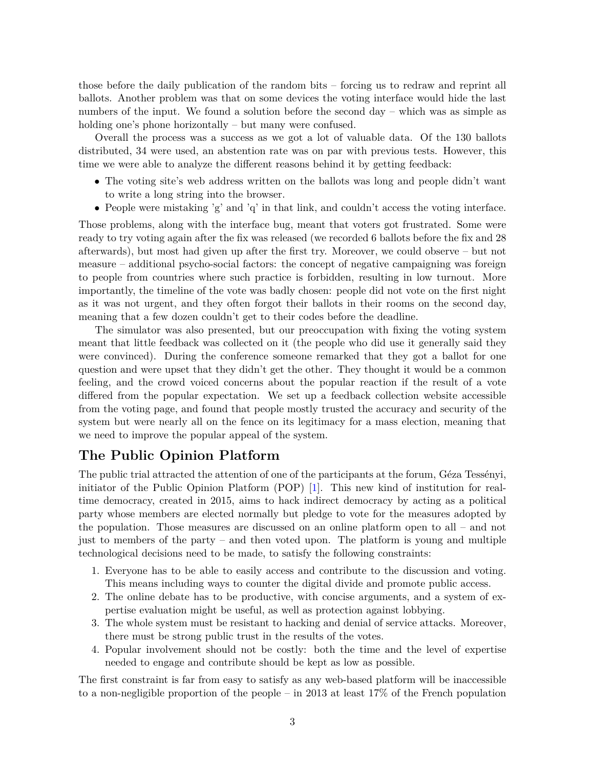those before the daily publication of the random bits – forcing us to redraw and reprint all ballots. Another problem was that on some devices the voting interface would hide the last numbers of the input. We found a solution before the second day – which was as simple as holding one's phone horizontally – but many were confused.

Overall the process was a success as we got a lot of valuable data. Of the 130 ballots distributed, 34 were used, an abstention rate was on par with previous tests. However, this time we were able to analyze the different reasons behind it by getting feedback:

- The voting site's web address written on the ballots was long and people didn't want to write a long string into the browser.
- People were mistaking 'g' and 'q' in that link, and couldn't access the voting interface.

Those problems, along with the interface bug, meant that voters got frustrated. Some were ready to try voting again after the fix was released (we recorded 6 ballots before the fix and 28 afterwards), but most had given up after the first try. Moreover, we could observe – but not measure – additional psycho-social factors: the concept of negative campaigning was foreign to people from countries where such practice is forbidden, resulting in low turnout. More importantly, the timeline of the vote was badly chosen: people did not vote on the first night as it was not urgent, and they often forgot their ballots in their rooms on the second day, meaning that a few dozen couldn't get to their codes before the deadline.

The simulator was also presented, but our preoccupation with fixing the voting system meant that little feedback was collected on it (the people who did use it generally said they were convinced). During the conference someone remarked that they got a ballot for one question and were upset that they didn't get the other. They thought it would be a common feeling, and the crowd voiced concerns about the popular reaction if the result of a vote differed from the popular expectation. We set up a feedback collection website accessible from the voting page, and found that people mostly trusted the accuracy and security of the system but were nearly all on the fence on its legitimacy for a mass election, meaning that we need to improve the popular appeal of the system.

## The Public Opinion Platform

The public trial attracted the attention of one of the participants at the forum, Géza Tessényi, initiator of the Public Opinion Platform (POP) [1]. This new kind of institution for real-time democracy, created in 2015, aims to hack indirect democracy by acting as a political party whose members are elected normally but pledge to vote for the measures adopted by the population. Those measures are discussed on an online platform open to all – and not just to members of the party – and then voted upon. The platform is young and multiple technological decisions need to be made, to satisfy the following constraints:

1. Everyone has to be able to easily access and contribute to the discussion and voting. This means including ways to counter the digital divide and promote public access.
2. The online debate has to be productive, with concise arguments, and a system of expertise evaluation might be useful, as well as protection against lobbying.
3. The whole system must be resistant to hacking and denial of service attacks. Moreover, there must be strong public trust in the results of the votes.
4. Popular involvement should not be costly: both the time and the level of expertise needed to engage and contribute should be kept as low as possible.

The first constraint is far from easy to satisfy as any web-based platform will be inaccessible to a non-negligible proportion of the people – in 2013 at least 17% of the French population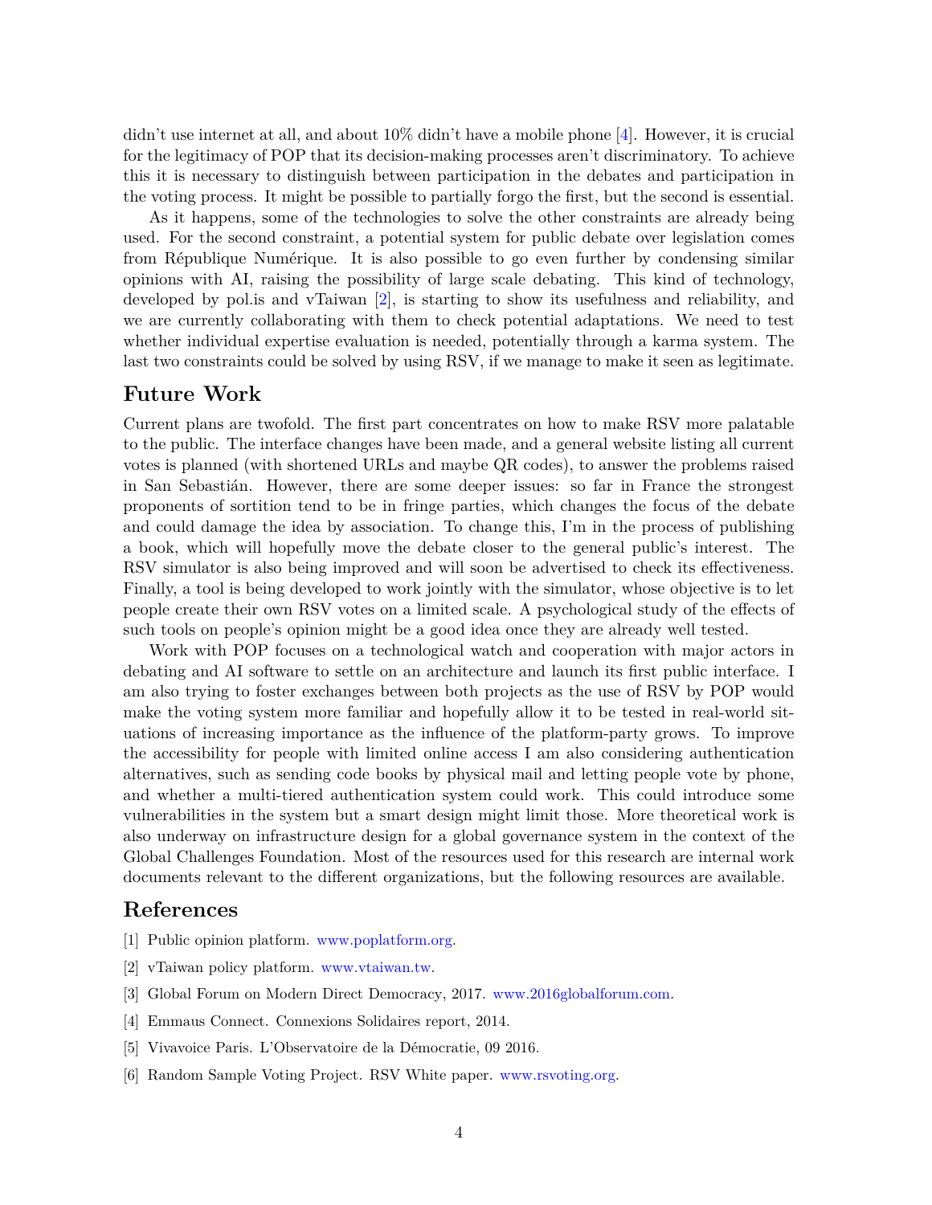didn't use internet at all, and about 10% didn't have a mobile phone [4]. However, it is crucial for the legitimacy of POP that its decision-making processes aren't discriminatory. To achieve this it is necessary to distinguish between participation in the debates and participation in the voting process. It might be possible to partially forgo the first, but the second is essential.

As it happens, some of the technologies to solve the other constraints are already being used. For the second constraint, a potential system for public debate over legislation comes from République Numérique. It is also possible to go even further by condensing similar opinions with AI, raising the possibility of large scale debating. This kind of technology, developed by pol.is and vTaiwan [2], is starting to show its usefulness and reliability, and we are currently collaborating with them to check potential adaptations. We need to test whether individual expertise evaluation is needed, potentially through a karma system. The last two constraints could be solved by using RSV, if we manage to make it seen as legitimate.

## Future Work

Current plans are twofold. The first part concentrates on how to make RSV more palatable to the public. The interface changes have been made, and a general website listing all current votes is planned (with shortened URLs and maybe QR codes), to answer the problems raised in San Sebastián. However, there are some deeper issues: so far in France the strongest proponents of sortition tend to be in fringe parties, which changes the focus of the debate and could damage the idea by association. To change this, I'm in the process of publishing a book, which will hopefully move the debate closer to the general public's interest. The RSV simulator is also being improved and will soon be advertised to check its effectiveness. Finally, a tool is being developed to work jointly with the simulator, whose objective is to let people create their own RSV votes on a limited scale. A psychological study of the effects of such tools on people's opinion might be a good idea once they are already well tested.

Work with POP focuses on a technological watch and cooperation with major actors in debating and AI software to settle on an architecture and launch its first public interface. I am also trying to foster exchanges between both projects as the use of RSV by POP would make the voting system more familiar and hopefully allow it to be tested in real-world situations of increasing importance as the influence of the platform-party grows. To improve the accessibility for people with limited online access I am also considering authentication alternatives, such as sending code books by physical mail and letting people vote by phone, and whether a multi-tiered authentication system could work. This could introduce some vulnerabilities in the system but a smart design might limit those. More theoretical work is also underway on infrastructure design for a global governance system in the context of the Global Challenges Foundation. Most of the resources used for this research are internal work documents relevant to the different organizations, but the following resources are available.

## References

[1] Public opinion platform. www.poplatform.org.

[2] vTaiwan policy platform. www.vtaiwan.tw.

[3] Global Forum on Modern Direct Democracy, 2017. www.2016globalforum.com.

[4] Emmaus Connect. Connexions Solidaires report, 2014.

[5] Vivavoice Paris. L'Observatoire de la Démocratie, 09 2016.

[6] Random Sample Voting Project. RSV White paper. www.rsvoting.org.